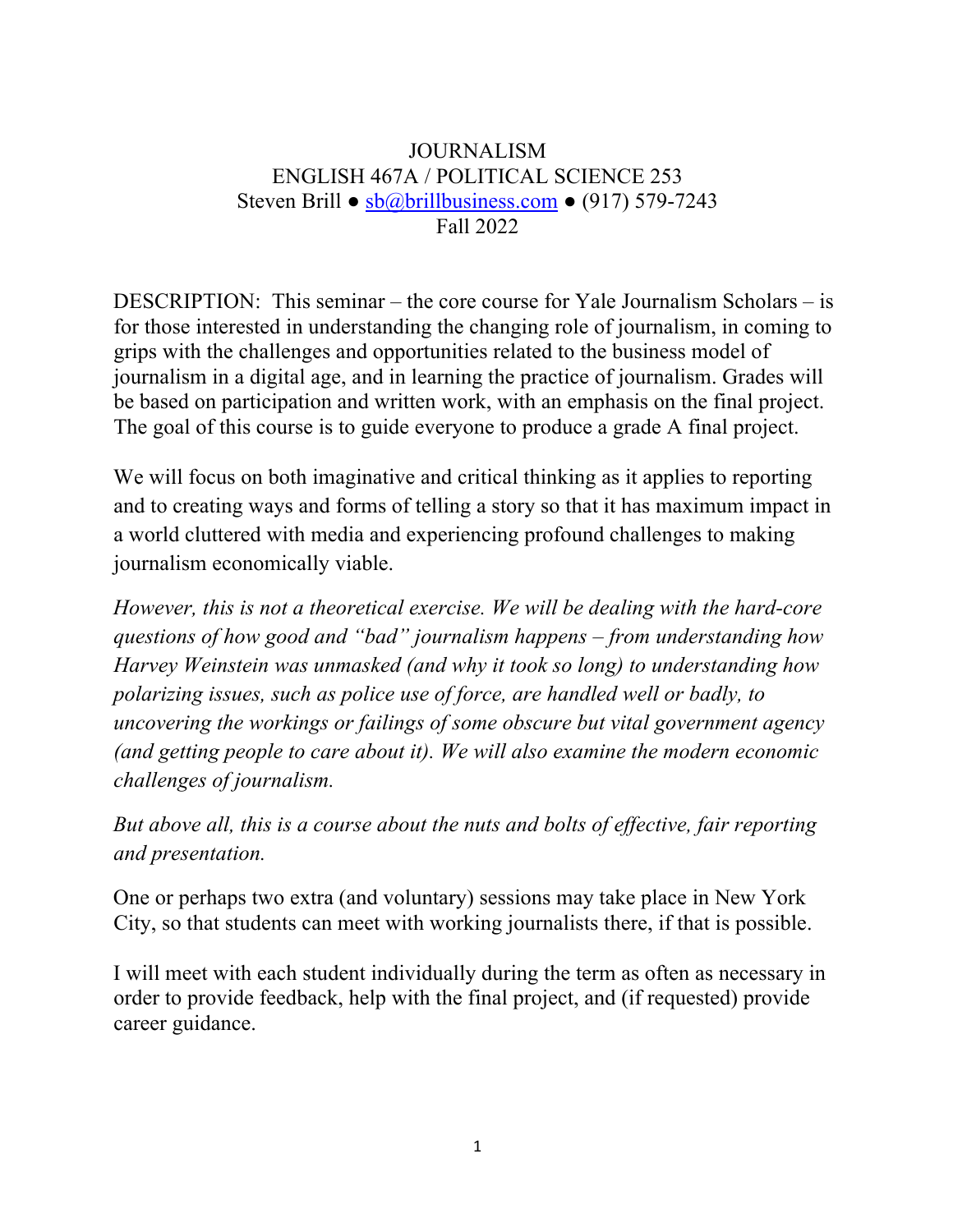# JOURNALISM

## ENGLISH 467A / POLITICAL SCIENCE 253

Steven Brill ● sb@brillbusiness.com ● (917) 579-7243

Fall 2022

DESCRIPTION: This seminar – the core course for Yale Journalism Scholars – is for those interested in understanding the changing role of journalism, in coming to grips with the challenges and opportunities related to the business model of journalism in a digital age, and in learning the practice of journalism. Grades will be based on participation and written work, with an emphasis on the final project. The goal of this course is to guide everyone to produce a grade A final project.

We will focus on both imaginative and critical thinking as it applies to reporting and to creating ways and forms of telling a story so that it has maximum impact in a world cluttered with media and experiencing profound challenges to making journalism economically viable.

*However, this is not a theoretical exercise. We will be dealing with the hard-core questions of how good and "bad" journalism happens – from understanding how Harvey Weinstein was unmasked (and why it took so long) to understanding how polarizing issues, such as police use of force, are handled well or badly, to uncovering the workings or failings of some obscure but vital government agency (and getting people to care about it). We will also examine the modern economic challenges of journalism.*

*But above all, this is a course about the nuts and bolts of effective, fair reporting and presentation.*

One or perhaps two extra (and voluntary) sessions may take place in New York City, so that students can meet with working journalists there, if that is possible.

I will meet with each student individually during the term as often as necessary in order to provide feedback, help with the final project, and (if requested) provide career guidance.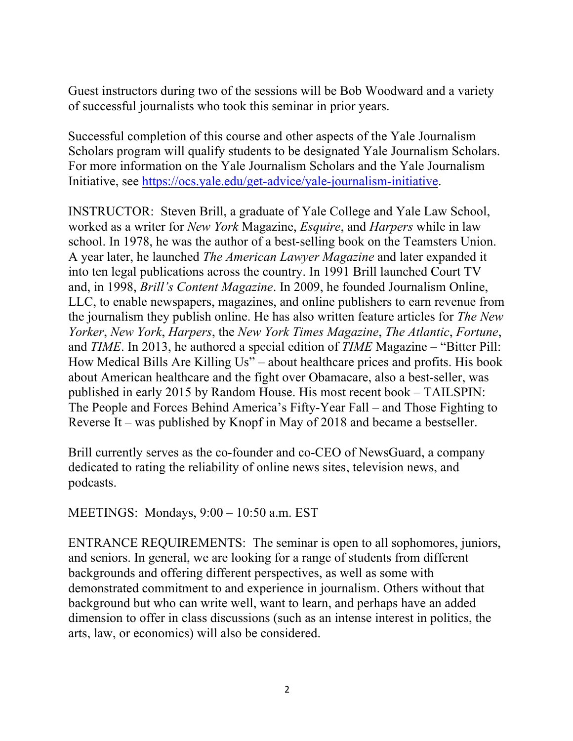Guest instructors during two of the sessions will be Bob Woodward and a variety of successful journalists who took this seminar in prior years.

Successful completion of this course and other aspects of the Yale Journalism Scholars program will qualify students to be designated Yale Journalism Scholars. For more information on the Yale Journalism Scholars and the Yale Journalism Initiative, see [https://ocs.yale.edu/get-advice/yale-journalism-initiative](https://ocs.yale.edu/get-advice/yale-journalism-initiative).

INSTRUCTOR: Steven Brill, a graduate of Yale College and Yale Law School, worked as a writer for *New York* Magazine, *Esquire*, and *Harpers* while in law school. In 1978, he was the author of a best-selling book on the Teamsters Union. A year later, he launched *The American Lawyer Magazine* and later expanded it into ten legal publications across the country. In 1991 Brill launched Court TV and, in 1998, *Brill's Content Magazine*. In 2009, he founded Journalism Online, LLC, to enable newspapers, magazines, and online publishers to earn revenue from the journalism they publish online. He has also written feature articles for *The New Yorker*, *New York*, *Harpers*, the *New York Times Magazine*, *The Atlantic*, *Fortune*, and *TIME*. In 2013, he authored a special edition of *TIME* Magazine – "Bitter Pill: How Medical Bills Are Killing Us" – about healthcare prices and profits. His book about American healthcare and the fight over Obamacare, also a best-seller, was published in early 2015 by Random House. His most recent book – TAILSPIN: The People and Forces Behind America's Fifty-Year Fall – and Those Fighting to Reverse It – was published by Knopf in May of 2018 and became a bestseller.

Brill currently serves as the co-founder and co-CEO of NewsGuard, a company dedicated to rating the reliability of online news sites, television news, and podcasts.

MEETINGS: Mondays, 9:00 – 10:50 a.m. EST

ENTRANCE REQUIREMENTS: The seminar is open to all sophomores, juniors, and seniors. In general, we are looking for a range of students from different backgrounds and offering different perspectives, as well as some with demonstrated commitment to and experience in journalism. Others without that background but who can write well, want to learn, and perhaps have an added dimension to offer in class discussions (such as an intense interest in politics, the arts, law, or economics) will also be considered.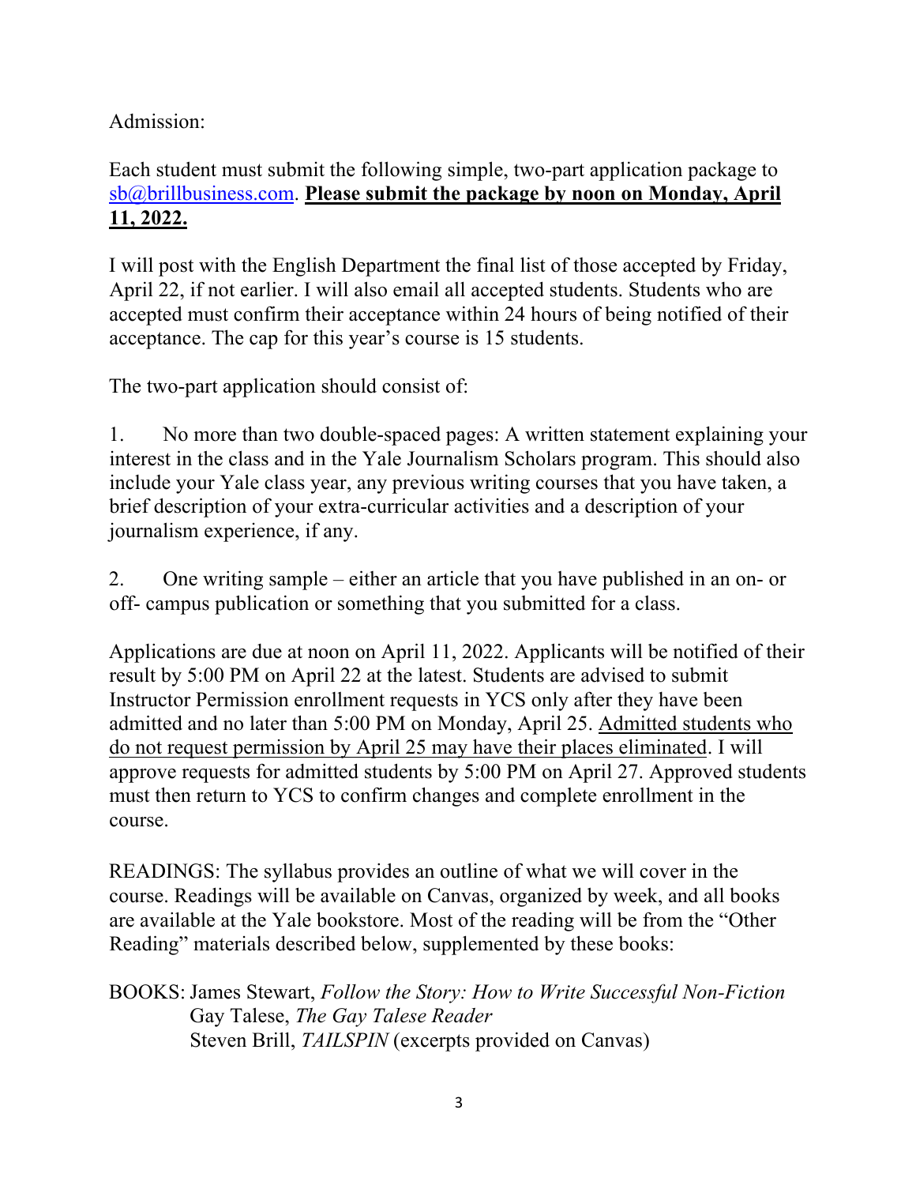Admission:

Each student must submit the following simple, two-part application package to sb@brillbusiness.com. **Please submit the package by noon on Monday, April 11, 2022.**

I will post with the English Department the final list of those accepted by Friday, April 22, if not earlier. I will also email all accepted students. Students who are accepted must confirm their acceptance within 24 hours of being notified of their acceptance. The cap for this year's course is 15 students.

The two-part application should consist of:

1. No more than two double-spaced pages: A written statement explaining your interest in the class and in the Yale Journalism Scholars program. This should also include your Yale class year, any previous writing courses that you have taken, a brief description of your extra-curricular activities and a description of your journalism experience, if any.

2. One writing sample – either an article that you have published in an on- or off- campus publication or something that you submitted for a class.

Applications are due at noon on April 11, 2022. Applicants will be notified of their result by 5:00 PM on April 22 at the latest. Students are advised to submit Instructor Permission enrollment requests in YCS only after they have been admitted and no later than 5:00 PM on Monday, April 25. Admitted students who do not request permission by April 25 may have their places eliminated. I will approve requests for admitted students by 5:00 PM on April 27. Approved students must then return to YCS to confirm changes and complete enrollment in the course.

READINGS: The syllabus provides an outline of what we will cover in the course. Readings will be available on Canvas, organized by week, and all books are available at the Yale bookstore. Most of the reading will be from the "Other Reading" materials described below, supplemented by these books:

BOOKS: James Stewart, *Follow the Story: How to Write Successful Non-Fiction*
Gay Talese, *The Gay Talese Reader*
Steven Brill, *TAILSPIN* (excerpts provided on Canvas)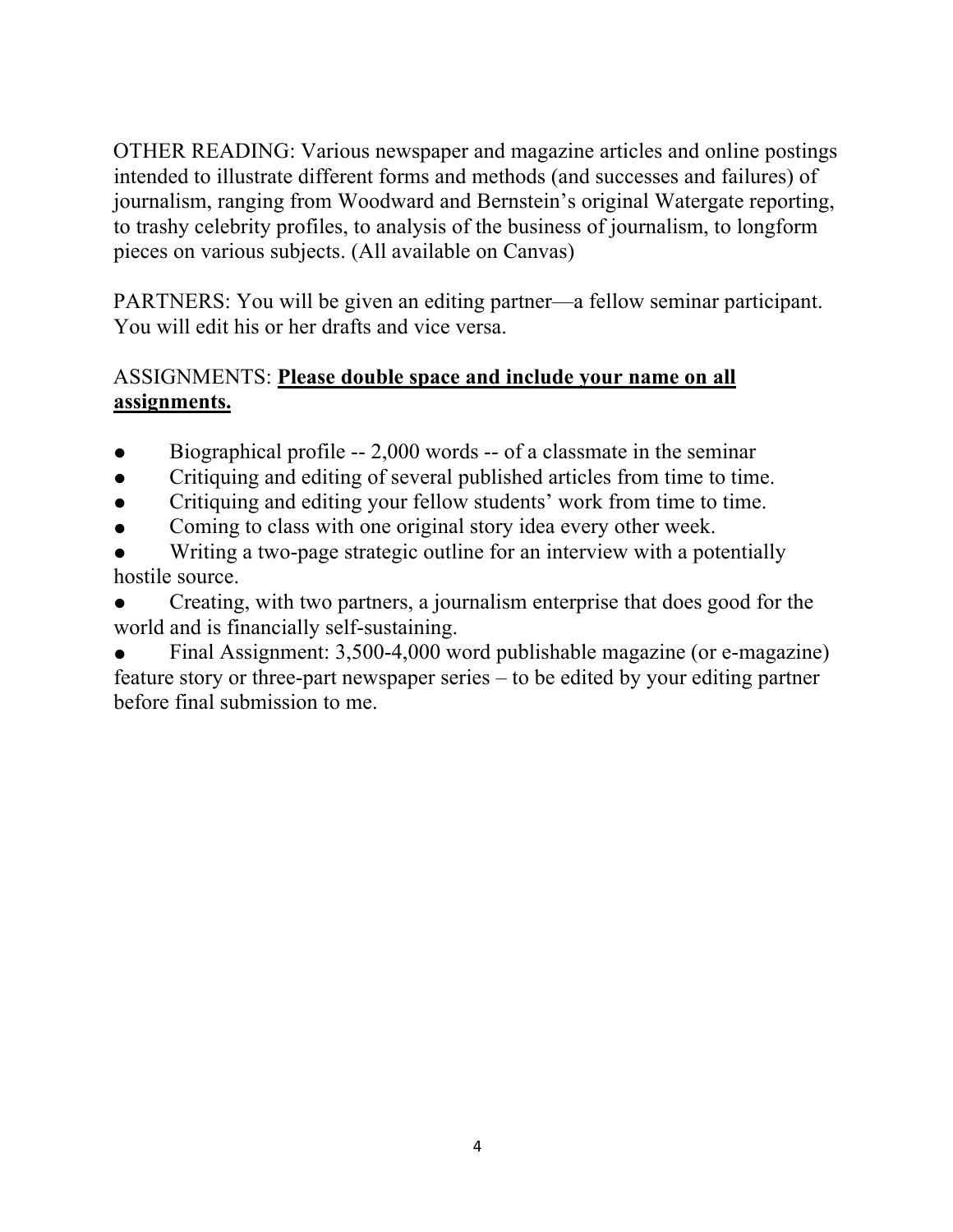OTHER READING: Various newspaper and magazine articles and online postings intended to illustrate different forms and methods (and successes and failures) of journalism, ranging from Woodward and Bernstein's original Watergate reporting, to trashy celebrity profiles, to analysis of the business of journalism, to longform pieces on various subjects. (All available on Canvas)

PARTNERS: You will be given an editing partner—a fellow seminar participant. You will edit his or her drafts and vice versa.

ASSIGNMENTS: <u>**Please double space and include your name on all assignments.**</u>

- Biographical profile -- 2,000 words -- of a classmate in the seminar
- Critiquing and editing of several published articles from time to time.
- Critiquing and editing your fellow students' work from time to time.
- Coming to class with one original story idea every other week.
- Writing a two-page strategic outline for an interview with a potentially hostile source.
- Creating, with two partners, a journalism enterprise that does good for the world and is financially self-sustaining.
- Final Assignment: 3,500-4,000 word publishable magazine (or e-magazine) feature story or three-part newspaper series – to be edited by your editing partner before final submission to me.